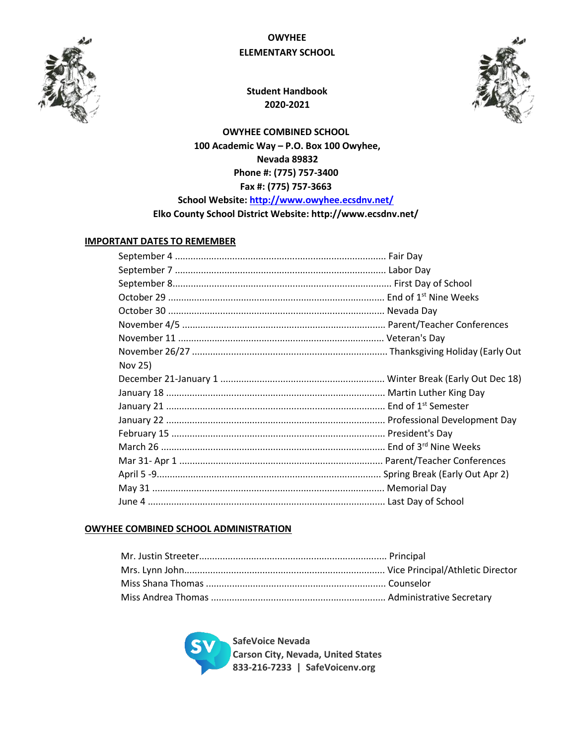# OWYHEE
# ELEMENTARY SCHOOL

**Student Handbook**
**2020-2021**

**OWYHEE COMBINED SCHOOL**
**100 Academic Way – P.O. Box 100 Owyhee,**
**Nevada 89832**
**Phone #: (775) 757-3400**
**Fax #: (775) 757-3663**
**School Website: http://www.owyhee.ecsdnv.net/**
**Elko County School District Website: http://www.ecsdnv.net/**

## IMPORTANT DATES TO REMEMBER

September 4 ................................................................................. Fair Day
September 7 ................................................................................. Labor Day
September 8.................................................................................... First Day of School
October 29 ................................................................................... End of 1st Nine Weeks
October 30 ................................................................................... Nevada Day
November 4/5 .............................................................................. Parent/Teacher Conferences
November 11 ............................................................................... Veteran's Day
November 26/27 ........................................................................... Thanksgiving Holiday (Early Out Nov 25)
December 21-January 1 ............................................................... Winter Break (Early Out Dec 18)
January 18 .................................................................................... Martin Luther King Day
January 21 .................................................................................... End of 1st Semester
January 22 .................................................................................... Professional Development Day
February 15 .................................................................................. President's Day
March 26 ...................................................................................... End of 3rd Nine Weeks
Mar 31- Apr 1 .............................................................................. Parent/Teacher Conferences
April 5 -9....................................................................................... Spring Break (Early Out Apr 2)
May 31 ......................................................................................... Memorial Day
June 4 ........................................................................................... Last Day of School

## OWYHEE COMBINED SCHOOL ADMINISTRATION

Mr. Justin Streeter........................................................................ Principal
Mrs. Lynn John............................................................................. Vice Principal/Athletic Director
Miss Shana Thomas ..................................................................... Counselor
Miss Andrea Thomas ................................................................... Administrative Secretary

**SafeVoice Nevada**
**Carson City, Nevada, United States**
**833-216-7233 | SafeVoicenv.org**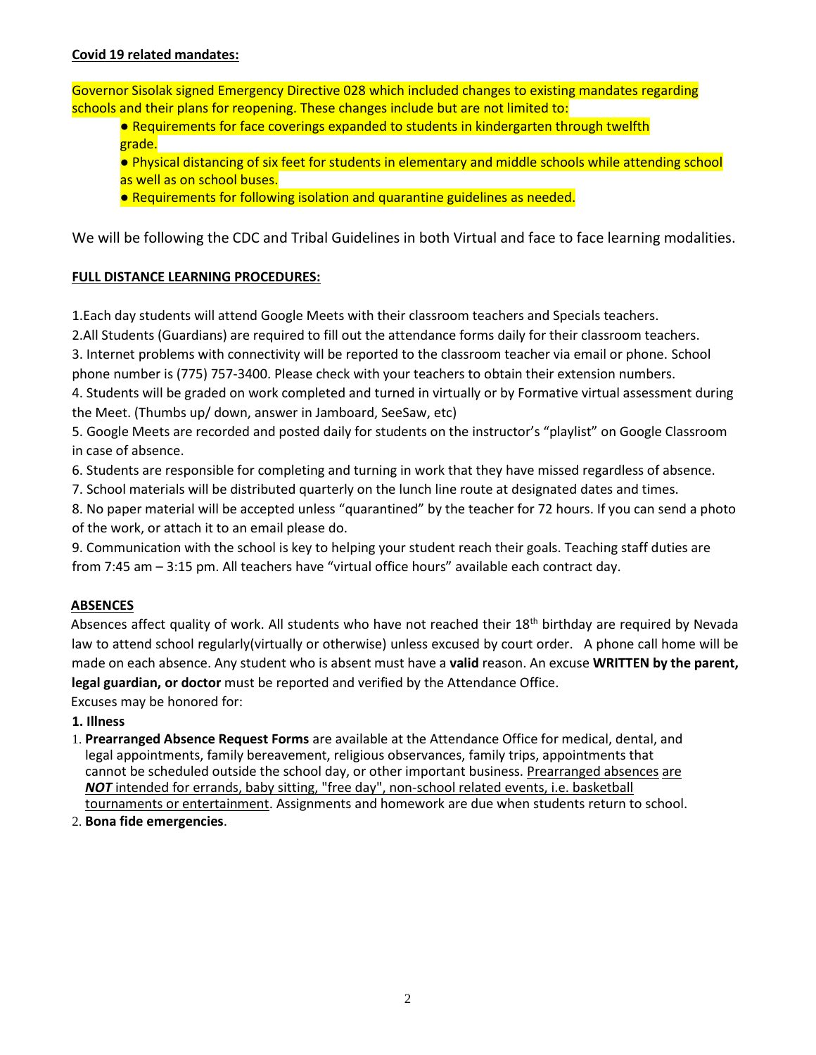**Covid 19 related mandates:**

Governor Sisolak signed Emergency Directive 028 which included changes to existing mandates regarding schools and their plans for reopening. These changes include but are not limited to:

- Requirements for face coverings expanded to students in kindergarten through twelfth grade.
- Physical distancing of six feet for students in elementary and middle schools while attending school as well as on school buses.
- Requirements for following isolation and quarantine guidelines as needed.

We will be following the CDC and Tribal Guidelines in both Virtual and face to face learning modalities.

**FULL DISTANCE LEARNING PROCEDURES:**

1.Each day students will attend Google Meets with their classroom teachers and Specials teachers.

2.All Students (Guardians) are required to fill out the attendance forms daily for their classroom teachers.

3. Internet problems with connectivity will be reported to the classroom teacher via email or phone. School phone number is (775) 757-3400. Please check with your teachers to obtain their extension numbers.

4. Students will be graded on work completed and turned in virtually or by Formative virtual assessment during the Meet. (Thumbs up/ down, answer in Jamboard, SeeSaw, etc)

5. Google Meets are recorded and posted daily for students on the instructor's "playlist" on Google Classroom in case of absence.

6. Students are responsible for completing and turning in work that they have missed regardless of absence.

7. School materials will be distributed quarterly on the lunch line route at designated dates and times.

8. No paper material will be accepted unless "quarantined" by the teacher for 72 hours. If you can send a photo of the work, or attach it to an email please do.

9. Communication with the school is key to helping your student reach their goals. Teaching staff duties are from 7:45 am – 3:15 pm. All teachers have "virtual office hours" available each contract day.

**ABSENCES**

Absences affect quality of work. All students who have not reached their 18th birthday are required by Nevada law to attend school regularly(virtually or otherwise) unless excused by court order. A phone call home will be made on each absence. Any student who is absent must have a **valid** reason. An excuse **WRITTEN by the parent, legal guardian, or doctor** must be reported and verified by the Attendance Office.

Excuses may be honored for:

**1. Illness**

1. **Prearranged Absence Request Forms** are available at the Attendance Office for medical, dental, and legal appointments, family bereavement, religious observances, family trips, appointments that cannot be scheduled outside the school day, or other important business. Prearranged absences are ***NOT*** intended for errands, baby sitting, "free day", non-school related events, i.e. basketball tournaments or entertainment. Assignments and homework are due when students return to school.
2. **Bona fide emergencies**.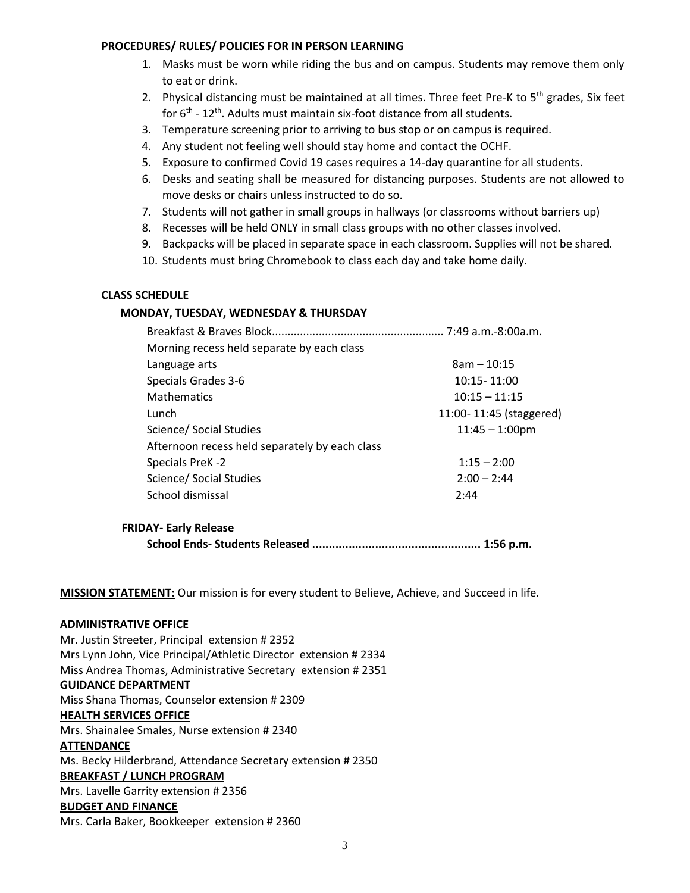**PROCEDURES/ RULES/ POLICIES FOR IN PERSON LEARNING**

1. Masks must be worn while riding the bus and on campus. Students may remove them only to eat or drink.
2. Physical distancing must be maintained at all times. Three feet Pre-K to 5th grades, Six feet for 6th - 12th. Adults must maintain six-foot distance from all students.
3. Temperature screening prior to arriving to bus stop or on campus is required.
4. Any student not feeling well should stay home and contact the OCHF.
5. Exposure to confirmed Covid 19 cases requires a 14-day quarantine for all students.
6. Desks and seating shall be measured for distancing purposes. Students are not allowed to move desks or chairs unless instructed to do so.
7. Students will not gather in small groups in hallways (or classrooms without barriers up)
8. Recesses will be held ONLY in small class groups with no other classes involved.
9. Backpacks will be placed in separate space in each classroom. Supplies will not be shared.
10. Students must bring Chromebook to class each day and take home daily.

**CLASS SCHEDULE**

**MONDAY, TUESDAY, WEDNESDAY & THURSDAY**

| | |
|---|---|
| Breakfast & Braves Block | 7:49 a.m.-8:00a.m. |
| Morning recess held separate by each class | |
| Language arts | 8am – 10:15 |
| Specials Grades 3-6 | 10:15- 11:00 |
| Mathematics | 10:15 – 11:15 |
| Lunch | 11:00- 11:45 (staggered) |
| Science/ Social Studies | 11:45 – 1:00pm |
| Afternoon recess held separately by each class | |
| Specials PreK -2 | 1:15 – 2:00 |
| Science/ Social Studies | 2:00 – 2:44 |
| School dismissal | 2:44 |

**FRIDAY- Early Release**

**School Ends- Students Released .................................................. 1:56 p.m.**

**MISSION STATEMENT:** Our mission is for every student to Believe, Achieve, and Succeed in life.

**ADMINISTRATIVE OFFICE**

Mr. Justin Streeter, Principal extension # 2352
Mrs Lynn John, Vice Principal/Athletic Director extension # 2334
Miss Andrea Thomas, Administrative Secretary extension # 2351

**GUIDANCE DEPARTMENT**

Miss Shana Thomas, Counselor extension # 2309

**HEALTH SERVICES OFFICE**

Mrs. Shainalee Smales, Nurse extension # 2340

**ATTENDANCE**

Ms. Becky Hilderbrand, Attendance Secretary extension # 2350

**BREAKFAST / LUNCH PROGRAM**

Mrs. Lavelle Garrity extension # 2356

**BUDGET AND FINANCE**

Mrs. Carla Baker, Bookkeeper extension # 2360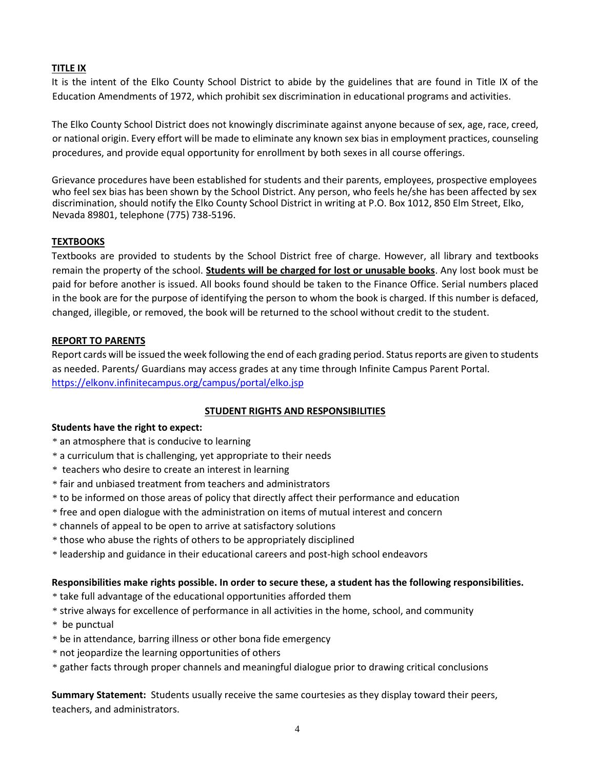## TITLE IX

It is the intent of the Elko County School District to abide by the guidelines that are found in Title IX of the Education Amendments of 1972, which prohibit sex discrimination in educational programs and activities.

The Elko County School District does not knowingly discriminate against anyone because of sex, age, race, creed, or national origin. Every effort will be made to eliminate any known sex bias in employment practices, counseling procedures, and provide equal opportunity for enrollment by both sexes in all course offerings.

Grievance procedures have been established for students and their parents, employees, prospective employees who feel sex bias has been shown by the School District. Any person, who feels he/she has been affected by sex discrimination, should notify the Elko County School District in writing at P.O. Box 1012, 850 Elm Street, Elko, Nevada 89801, telephone (775) 738-5196.

## TEXTBOOKS

Textbooks are provided to students by the School District free of charge. However, all library and textbooks remain the property of the school. **Students will be charged for lost or unusable books**. Any lost book must be paid for before another is issued. All books found should be taken to the Finance Office. Serial numbers placed in the book are for the purpose of identifying the person to whom the book is charged. If this number is defaced, changed, illegible, or removed, the book will be returned to the school without credit to the student.

## REPORT TO PARENTS

Report cards will be issued the week following the end of each grading period. Status reports are given to students as needed. Parents/ Guardians may access grades at any time through Infinite Campus Parent Portal.
https://elkonv.infinitecampus.org/campus/portal/elko.jsp

## STUDENT RIGHTS AND RESPONSIBILITIES

**Students have the right to expect:**

* an atmosphere that is conducive to learning
* a curriculum that is challenging, yet appropriate to their needs
* teachers who desire to create an interest in learning
* fair and unbiased treatment from teachers and administrators
* to be informed on those areas of policy that directly affect their performance and education
* free and open dialogue with the administration on items of mutual interest and concern
* channels of appeal to be open to arrive at satisfactory solutions
* those who abuse the rights of others to be appropriately disciplined
* leadership and guidance in their educational careers and post-high school endeavors

**Responsibilities make rights possible. In order to secure these, a student has the following responsibilities.**

* take full advantage of the educational opportunities afforded them
* strive always for excellence of performance in all activities in the home, school, and community
* be punctual
* be in attendance, barring illness or other bona fide emergency
* not jeopardize the learning opportunities of others
* gather facts through proper channels and meaningful dialogue prior to drawing critical conclusions

**Summary Statement:** Students usually receive the same courtesies as they display toward their peers, teachers, and administrators.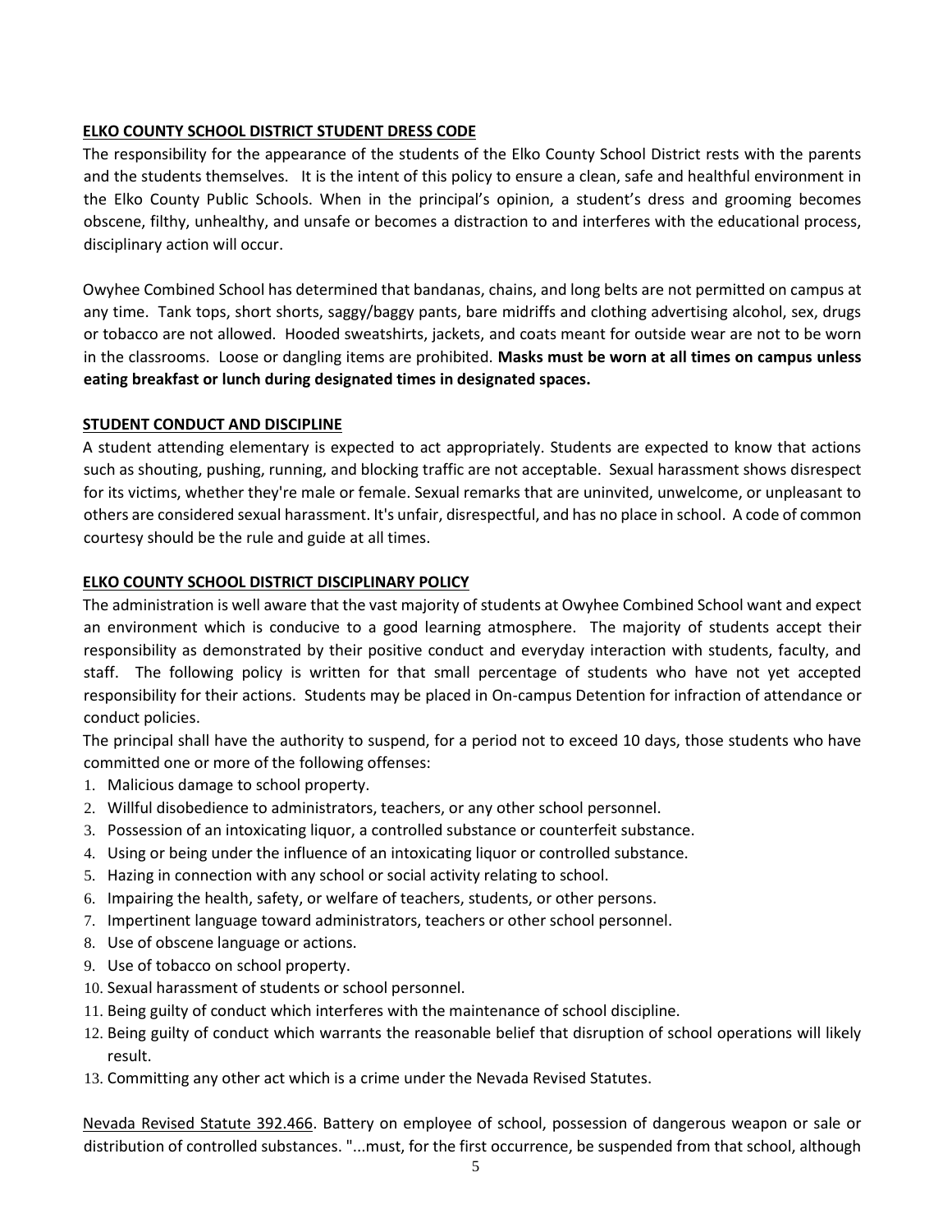## ELKO COUNTY SCHOOL DISTRICT STUDENT DRESS CODE

The responsibility for the appearance of the students of the Elko County School District rests with the parents and the students themselves. It is the intent of this policy to ensure a clean, safe and healthful environment in the Elko County Public Schools. When in the principal's opinion, a student's dress and grooming becomes obscene, filthy, unhealthy, and unsafe or becomes a distraction to and interferes with the educational process, disciplinary action will occur.

Owyhee Combined School has determined that bandanas, chains, and long belts are not permitted on campus at any time. Tank tops, short shorts, saggy/baggy pants, bare midriffs and clothing advertising alcohol, sex, drugs or tobacco are not allowed. Hooded sweatshirts, jackets, and coats meant for outside wear are not to be worn in the classrooms. Loose or dangling items are prohibited. **Masks must be worn at all times on campus unless eating breakfast or lunch during designated times in designated spaces.**

## STUDENT CONDUCT AND DISCIPLINE

A student attending elementary is expected to act appropriately. Students are expected to know that actions such as shouting, pushing, running, and blocking traffic are not acceptable. Sexual harassment shows disrespect for its victims, whether they're male or female. Sexual remarks that are uninvited, unwelcome, or unpleasant to others are considered sexual harassment. It's unfair, disrespectful, and has no place in school. A code of common courtesy should be the rule and guide at all times.

## ELKO COUNTY SCHOOL DISTRICT DISCIPLINARY POLICY

The administration is well aware that the vast majority of students at Owyhee Combined School want and expect an environment which is conducive to a good learning atmosphere. The majority of students accept their responsibility as demonstrated by their positive conduct and everyday interaction with students, faculty, and staff. The following policy is written for that small percentage of students who have not yet accepted responsibility for their actions. Students may be placed in On-campus Detention for infraction of attendance or conduct policies.

The principal shall have the authority to suspend, for a period not to exceed 10 days, those students who have committed one or more of the following offenses:

1. Malicious damage to school property.
2. Willful disobedience to administrators, teachers, or any other school personnel.
3. Possession of an intoxicating liquor, a controlled substance or counterfeit substance.
4. Using or being under the influence of an intoxicating liquor or controlled substance.
5. Hazing in connection with any school or social activity relating to school.
6. Impairing the health, safety, or welfare of teachers, students, or other persons.
7. Impertinent language toward administrators, teachers or other school personnel.
8. Use of obscene language or actions.
9. Use of tobacco on school property.
10. Sexual harassment of students or school personnel.
11. Being guilty of conduct which interferes with the maintenance of school discipline.
12. Being guilty of conduct which warrants the reasonable belief that disruption of school operations will likely result.
13. Committing any other act which is a crime under the Nevada Revised Statutes.

Nevada Revised Statute 392.466. Battery on employee of school, possession of dangerous weapon or sale or distribution of controlled substances. "...must, for the first occurrence, be suspended from that school, although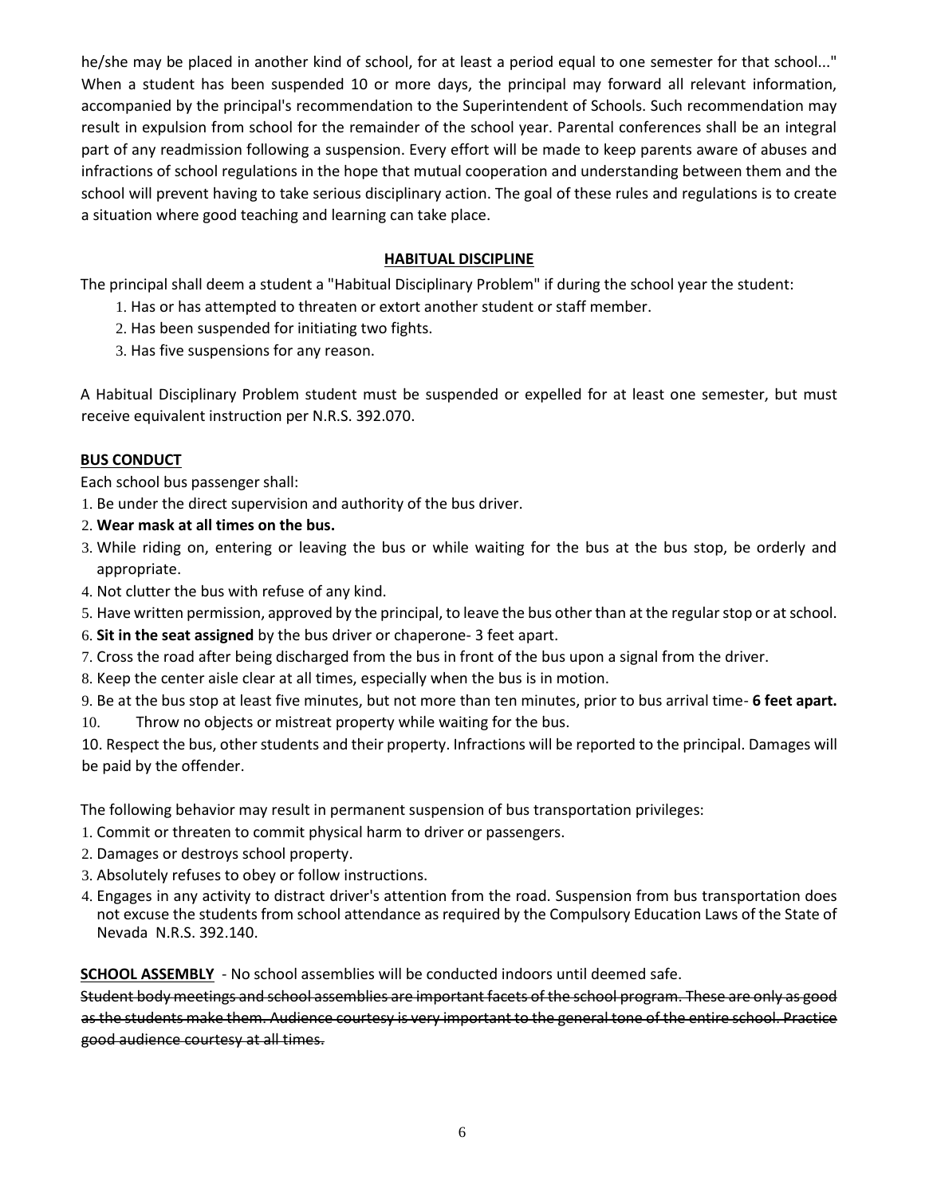he/she may be placed in another kind of school, for at least a period equal to one semester for that school..." When a student has been suspended 10 or more days, the principal may forward all relevant information, accompanied by the principal's recommendation to the Superintendent of Schools. Such recommendation may result in expulsion from school for the remainder of the school year. Parental conferences shall be an integral part of any readmission following a suspension. Every effort will be made to keep parents aware of abuses and infractions of school regulations in the hope that mutual cooperation and understanding between them and the school will prevent having to take serious disciplinary action. The goal of these rules and regulations is to create a situation where good teaching and learning can take place.

## HABITUAL DISCIPLINE

The principal shall deem a student a "Habitual Disciplinary Problem" if during the school year the student:

1. Has or has attempted to threaten or extort another student or staff member.
2. Has been suspended for initiating two fights.
3. Has five suspensions for any reason.

A Habitual Disciplinary Problem student must be suspended or expelled for at least one semester, but must receive equivalent instruction per N.R.S. 392.070.

## BUS CONDUCT

Each school bus passenger shall:

1. Be under the direct supervision and authority of the bus driver.
2. **Wear mask at all times on the bus.**
3. While riding on, entering or leaving the bus or while waiting for the bus at the bus stop, be orderly and appropriate.
4. Not clutter the bus with refuse of any kind.
5. Have written permission, approved by the principal, to leave the bus other than at the regular stop or at school.
6. **Sit in the seat assigned** by the bus driver or chaperone- 3 feet apart.
7. Cross the road after being discharged from the bus in front of the bus upon a signal from the driver.
8. Keep the center aisle clear at all times, especially when the bus is in motion.
9. Be at the bus stop at least five minutes, but not more than ten minutes, prior to bus arrival time- **6 feet apart.**
10. Throw no objects or mistreat property while waiting for the bus.

10. Respect the bus, other students and their property. Infractions will be reported to the principal. Damages will be paid by the offender.

The following behavior may result in permanent suspension of bus transportation privileges:

1. Commit or threaten to commit physical harm to driver or passengers.
2. Damages or destroys school property.
3. Absolutely refuses to obey or follow instructions.
4. Engages in any activity to distract driver's attention from the road. Suspension from bus transportation does not excuse the students from school attendance as required by the Compulsory Education Laws of the State of Nevada N.R.S. 392.140.

**SCHOOL ASSEMBLY** - No school assemblies will be conducted indoors until deemed safe.

~~Student body meetings and school assemblies are important facets of the school program. These are only as good as the students make them. Audience courtesy is very important to the general tone of the entire school. Practice good audience courtesy at all times.~~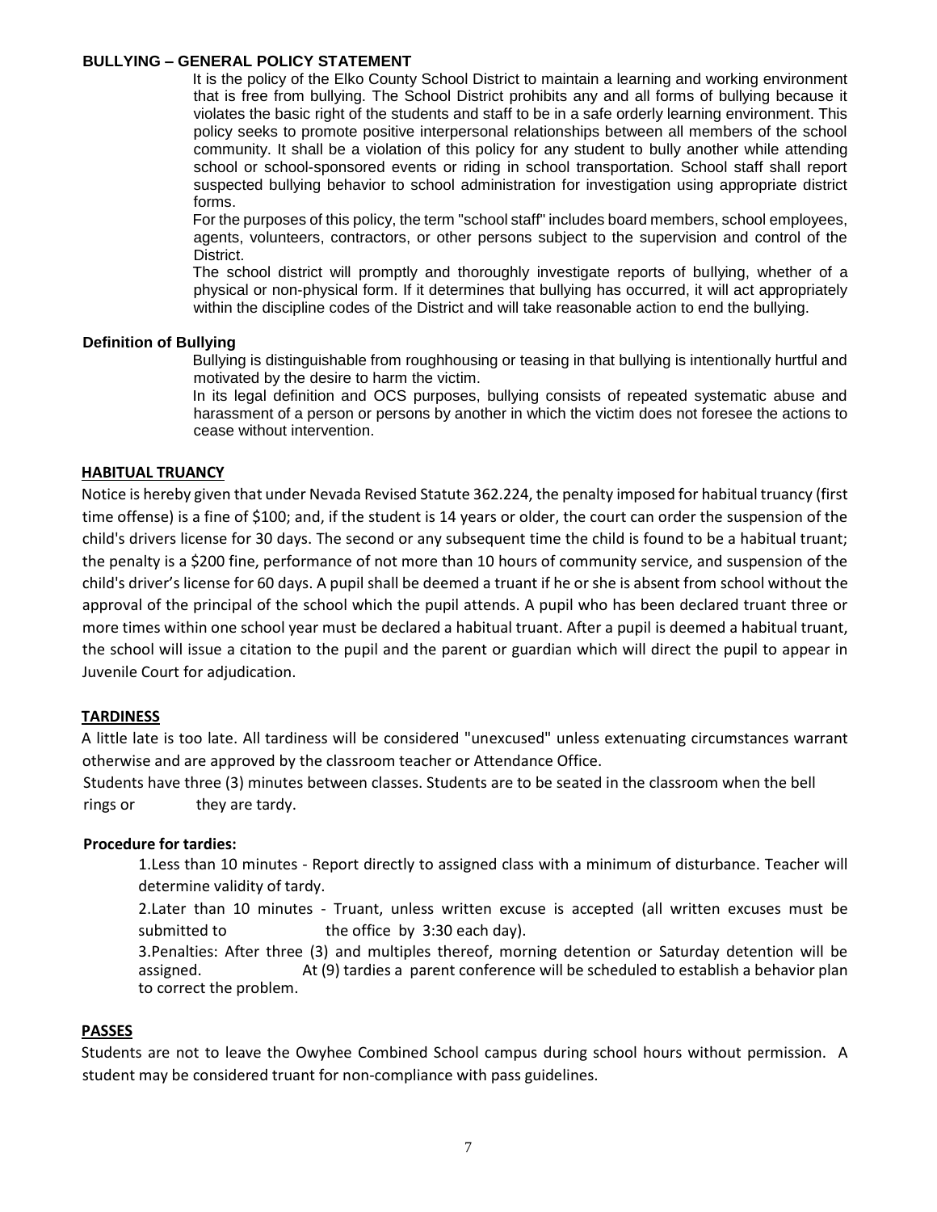## BULLYING – GENERAL POLICY STATEMENT

It is the policy of the Elko County School District to maintain a learning and working environment that is free from bullying. The School District prohibits any and all forms of bullying because it violates the basic right of the students and staff to be in a safe orderly learning environment. This policy seeks to promote positive interpersonal relationships between all members of the school community. It shall be a violation of this policy for any student to bully another while attending school or school-sponsored events or riding in school transportation. School staff shall report suspected bullying behavior to school administration for investigation using appropriate district forms.

For the purposes of this policy, the term "school staff" includes board members, school employees, agents, volunteers, contractors, or other persons subject to the supervision and control of the District.

The school district will promptly and thoroughly investigate reports of bullying, whether of a physical or non-physical form. If it determines that bullying has occurred, it will act appropriately within the discipline codes of the District and will take reasonable action to end the bullying.

### Definition of Bullying

Bullying is distinguishable from roughhousing or teasing in that bullying is intentionally hurtful and motivated by the desire to harm the victim.

In its legal definition and OCS purposes, bullying consists of repeated systematic abuse and harassment of a person or persons by another in which the victim does not foresee the actions to cease without intervention.

## HABITUAL TRUANCY

Notice is hereby given that under Nevada Revised Statute 362.224, the penalty imposed for habitual truancy (first time offense) is a fine of $100; and, if the student is 14 years or older, the court can order the suspension of the child's drivers license for 30 days. The second or any subsequent time the child is found to be a habitual truant; the penalty is a $200 fine, performance of not more than 10 hours of community service, and suspension of the child's driver's license for 60 days. A pupil shall be deemed a truant if he or she is absent from school without the approval of the principal of the school which the pupil attends. A pupil who has been declared truant three or more times within one school year must be declared a habitual truant. After a pupil is deemed a habitual truant, the school will issue a citation to the pupil and the parent or guardian which will direct the pupil to appear in Juvenile Court for adjudication.

## TARDINESS

A little late is too late. All tardiness will be considered "unexcused" unless extenuating circumstances warrant otherwise and are approved by the classroom teacher or Attendance Office.

Students have three (3) minutes between classes. Students are to be seated in the classroom when the bell rings or they are tardy.

### Procedure for tardies:

1. Less than 10 minutes - Report directly to assigned class with a minimum of disturbance. Teacher will determine validity of tardy.
2. Later than 10 minutes - Truant, unless written excuse is accepted (all written excuses must be submitted to the office by 3:30 each day).
3. Penalties: After three (3) and multiples thereof, morning detention or Saturday detention will be assigned. At (9) tardies a parent conference will be scheduled to establish a behavior plan to correct the problem.

## PASSES

Students are not to leave the Owyhee Combined School campus during school hours without permission. A student may be considered truant for non-compliance with pass guidelines.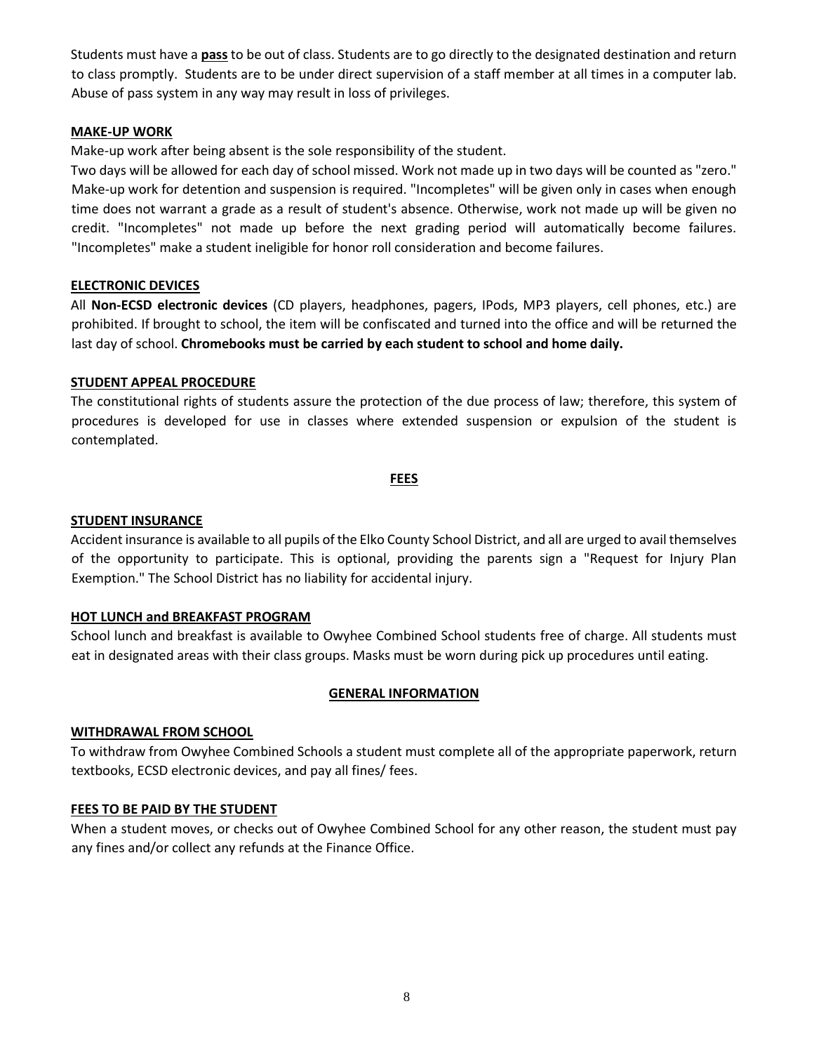Students must have a **pass** to be out of class. Students are to go directly to the designated destination and return to class promptly. Students are to be under direct supervision of a staff member at all times in a computer lab. Abuse of pass system in any way may result in loss of privileges.

**MAKE-UP WORK**

Make-up work after being absent is the sole responsibility of the student.

Two days will be allowed for each day of school missed. Work not made up in two days will be counted as "zero." Make-up work for detention and suspension is required. "Incompletes" will be given only in cases when enough time does not warrant a grade as a result of student's absence. Otherwise, work not made up will be given no credit. "Incompletes" not made up before the next grading period will automatically become failures. "Incompletes" make a student ineligible for honor roll consideration and become failures.

**ELECTRONIC DEVICES**

All **Non-ECSD electronic devices** (CD players, headphones, pagers, IPods, MP3 players, cell phones, etc.) are prohibited. If brought to school, the item will be confiscated and turned into the office and will be returned the last day of school. **Chromebooks must be carried by each student to school and home daily.**

**STUDENT APPEAL PROCEDURE**

The constitutional rights of students assure the protection of the due process of law; therefore, this system of procedures is developed for use in classes where extended suspension or expulsion of the student is contemplated.

## FEES

**STUDENT INSURANCE**

Accident insurance is available to all pupils of the Elko County School District, and all are urged to avail themselves of the opportunity to participate. This is optional, providing the parents sign a "Request for Injury Plan Exemption." The School District has no liability for accidental injury.

**HOT LUNCH and BREAKFAST PROGRAM**

School lunch and breakfast is available to Owyhee Combined School students free of charge. All students must eat in designated areas with their class groups. Masks must be worn during pick up procedures until eating.

## GENERAL INFORMATION

**WITHDRAWAL FROM SCHOOL**

To withdraw from Owyhee Combined Schools a student must complete all of the appropriate paperwork, return textbooks, ECSD electronic devices, and pay all fines/ fees.

**FEES TO BE PAID BY THE STUDENT**

When a student moves, or checks out of Owyhee Combined School for any other reason, the student must pay any fines and/or collect any refunds at the Finance Office.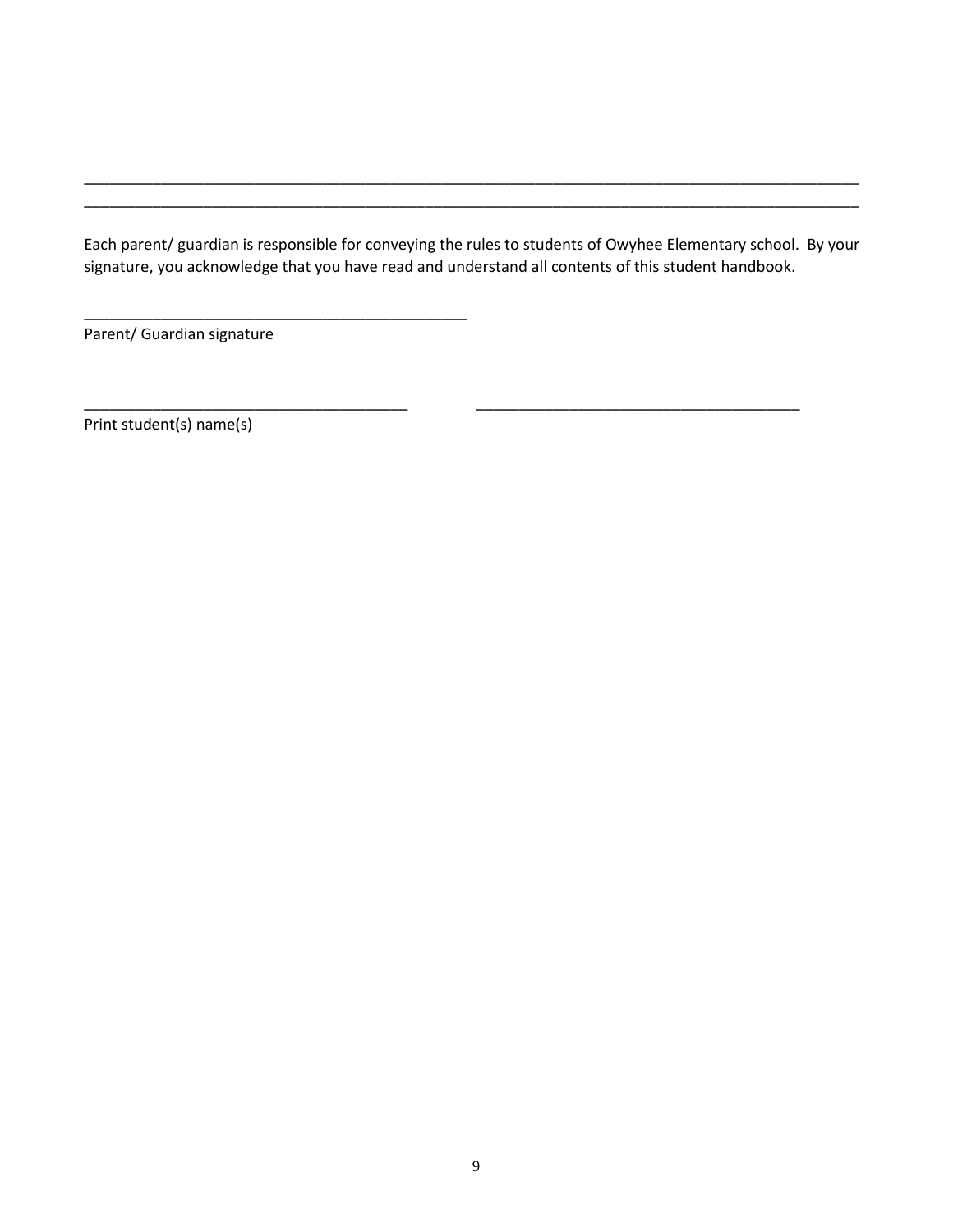\_\_\_\_\_\_\_\_\_\_\_\_\_\_\_\_\_\_\_\_\_\_\_\_\_\_\_\_\_\_\_\_\_\_\_\_\_\_\_\_\_\_\_\_\_\_\_\_\_\_\_\_\_\_\_\_\_\_\_\_\_\_\_\_\_\_\_\_\_\_\_\_\_\_\_\_\_\_\_\_\_\_\_\_\_\_\_\_\_\_

\_\_\_\_\_\_\_\_\_\_\_\_\_\_\_\_\_\_\_\_\_\_\_\_\_\_\_\_\_\_\_\_\_\_\_\_\_\_\_\_\_\_\_\_\_\_\_\_\_\_\_\_\_\_\_\_\_\_\_\_\_\_\_\_\_\_\_\_\_\_\_\_\_\_\_\_\_\_\_\_\_\_\_\_\_\_\_\_\_\_

Each parent/ guardian is responsible for conveying the rules to students of Owyhee Elementary school. By your signature, you acknowledge that you have read and understand all contents of this student handbook.

\_\_\_\_\_\_\_\_\_\_\_\_\_\_\_\_\_\_\_\_\_\_\_\_\_\_\_\_\_\_\_\_\_\_\_\_\_\_\_\_\_\_\_\_

Parent/ Guardian signature

\_\_\_\_\_\_\_\_\_\_\_\_\_\_\_\_\_\_\_\_\_\_\_\_\_\_\_\_\_\_\_\_\_\_\_\_\_\_ \_\_\_\_\_\_\_\_\_\_\_\_\_\_\_\_\_\_\_\_\_\_\_\_\_\_\_\_\_\_\_\_\_\_\_\_\_\_

Print student(s) name(s)